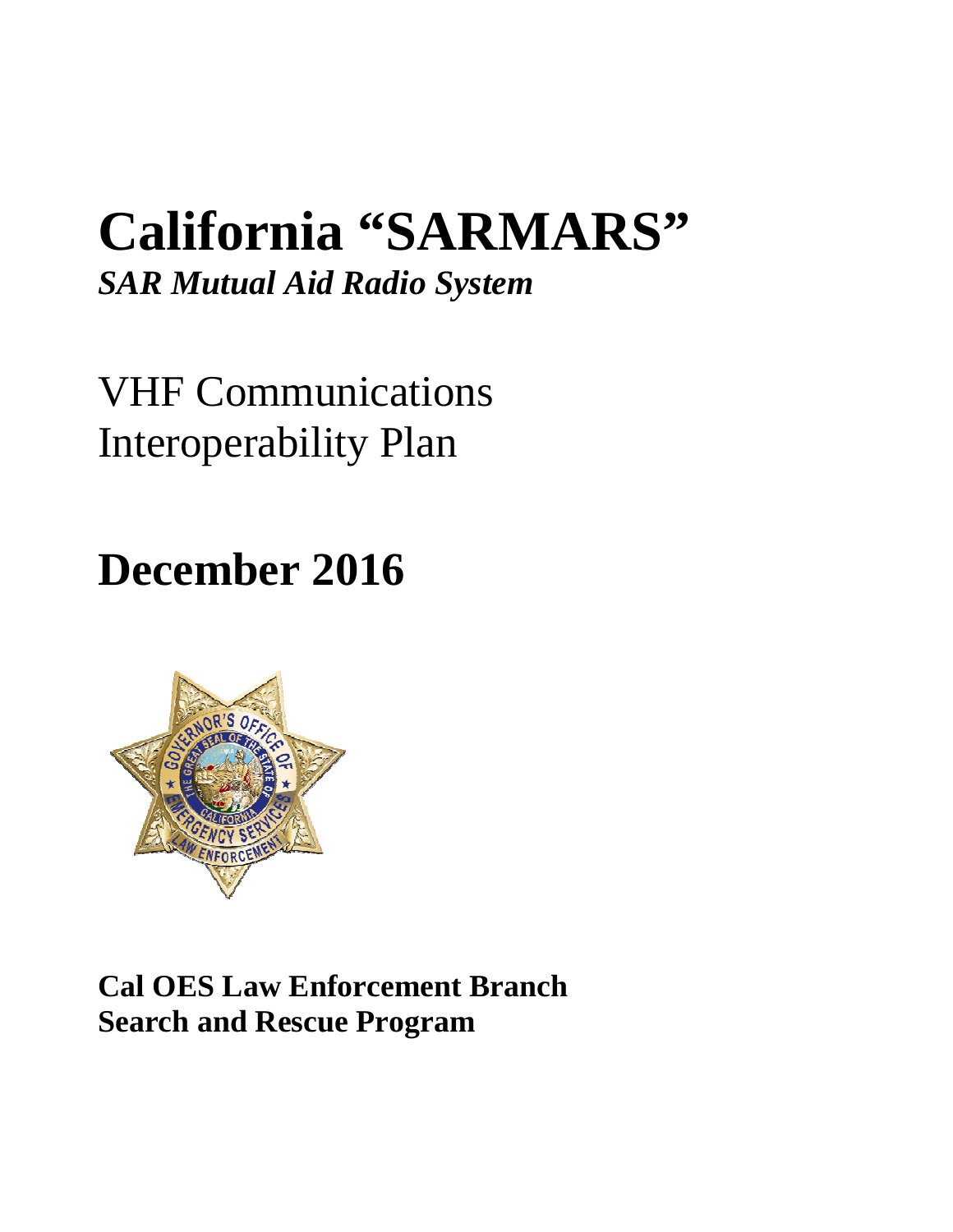# California "SARMARS"

***SAR Mutual Aid Radio System***

VHF Communications
Interoperability Plan

# December 2016

**Cal OES Law Enforcement Branch**
**Search and Rescue Program**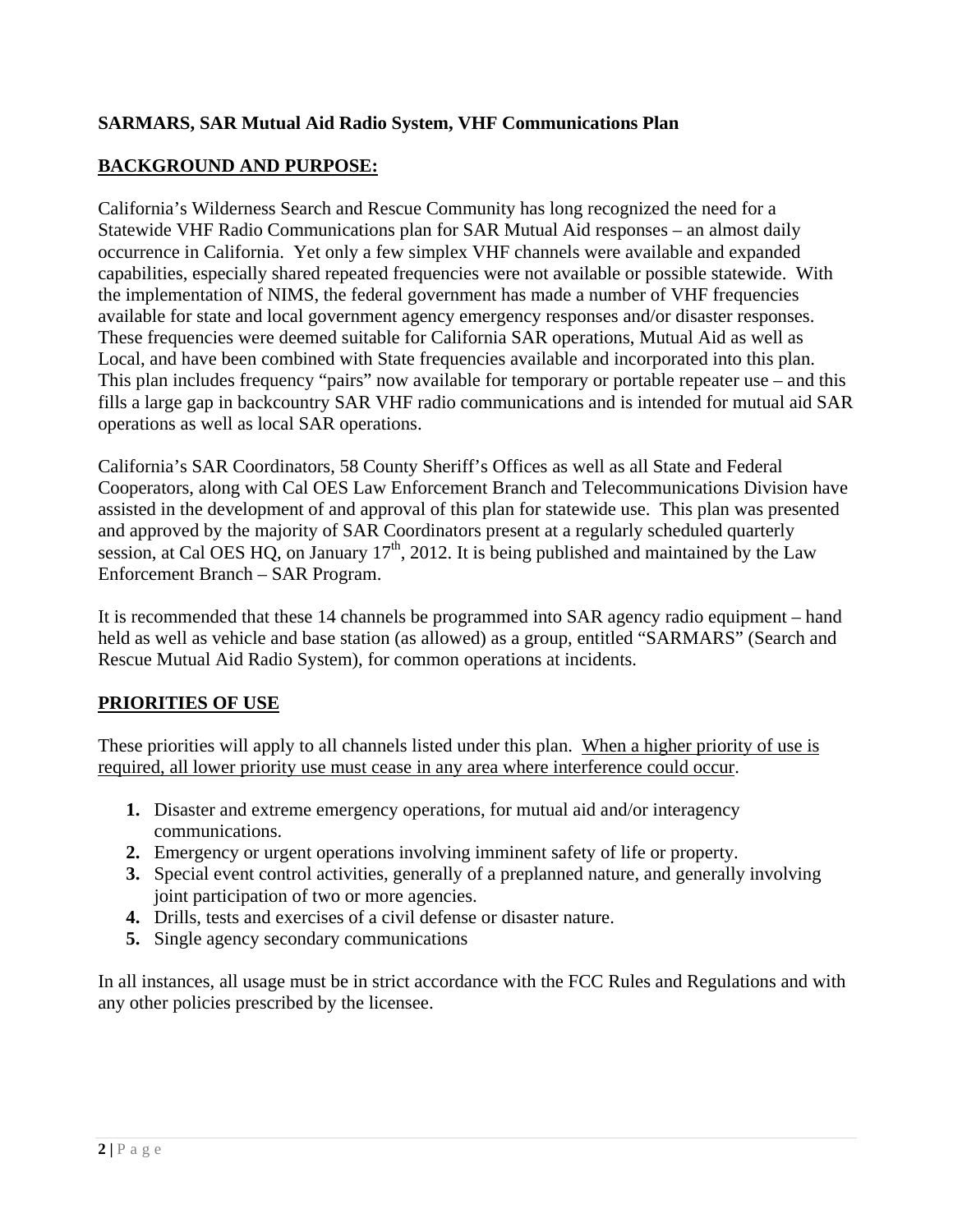**SARMARS, SAR Mutual Aid Radio System, VHF Communications Plan**

## BACKGROUND AND PURPOSE:

California's Wilderness Search and Rescue Community has long recognized the need for a Statewide VHF Radio Communications plan for SAR Mutual Aid responses – an almost daily occurrence in California. Yet only a few simplex VHF channels were available and expanded capabilities, especially shared repeated frequencies were not available or possible statewide. With the implementation of NIMS, the federal government has made a number of VHF frequencies available for state and local government agency emergency responses and/or disaster responses. These frequencies were deemed suitable for California SAR operations, Mutual Aid as well as Local, and have been combined with State frequencies available and incorporated into this plan. This plan includes frequency "pairs" now available for temporary or portable repeater use – and this fills a large gap in backcountry SAR VHF radio communications and is intended for mutual aid SAR operations as well as local SAR operations.

California's SAR Coordinators, 58 County Sheriff's Offices as well as all State and Federal Cooperators, along with Cal OES Law Enforcement Branch and Telecommunications Division have assisted in the development of and approval of this plan for statewide use. This plan was presented and approved by the majority of SAR Coordinators present at a regularly scheduled quarterly session, at Cal OES HQ, on January 17th, 2012. It is being published and maintained by the Law Enforcement Branch – SAR Program.

It is recommended that these 14 channels be programmed into SAR agency radio equipment – hand held as well as vehicle and base station (as allowed) as a group, entitled "SARMARS" (Search and Rescue Mutual Aid Radio System), for common operations at incidents.

## PRIORITIES OF USE

These priorities will apply to all channels listed under this plan. When a higher priority of use is required, all lower priority use must cease in any area where interference could occur.

1. Disaster and extreme emergency operations, for mutual aid and/or interagency communications.
2. Emergency or urgent operations involving imminent safety of life or property.
3. Special event control activities, generally of a preplanned nature, and generally involving joint participation of two or more agencies.
4. Drills, tests and exercises of a civil defense or disaster nature.
5. Single agency secondary communications

In all instances, all usage must be in strict accordance with the FCC Rules and Regulations and with any other policies prescribed by the licensee.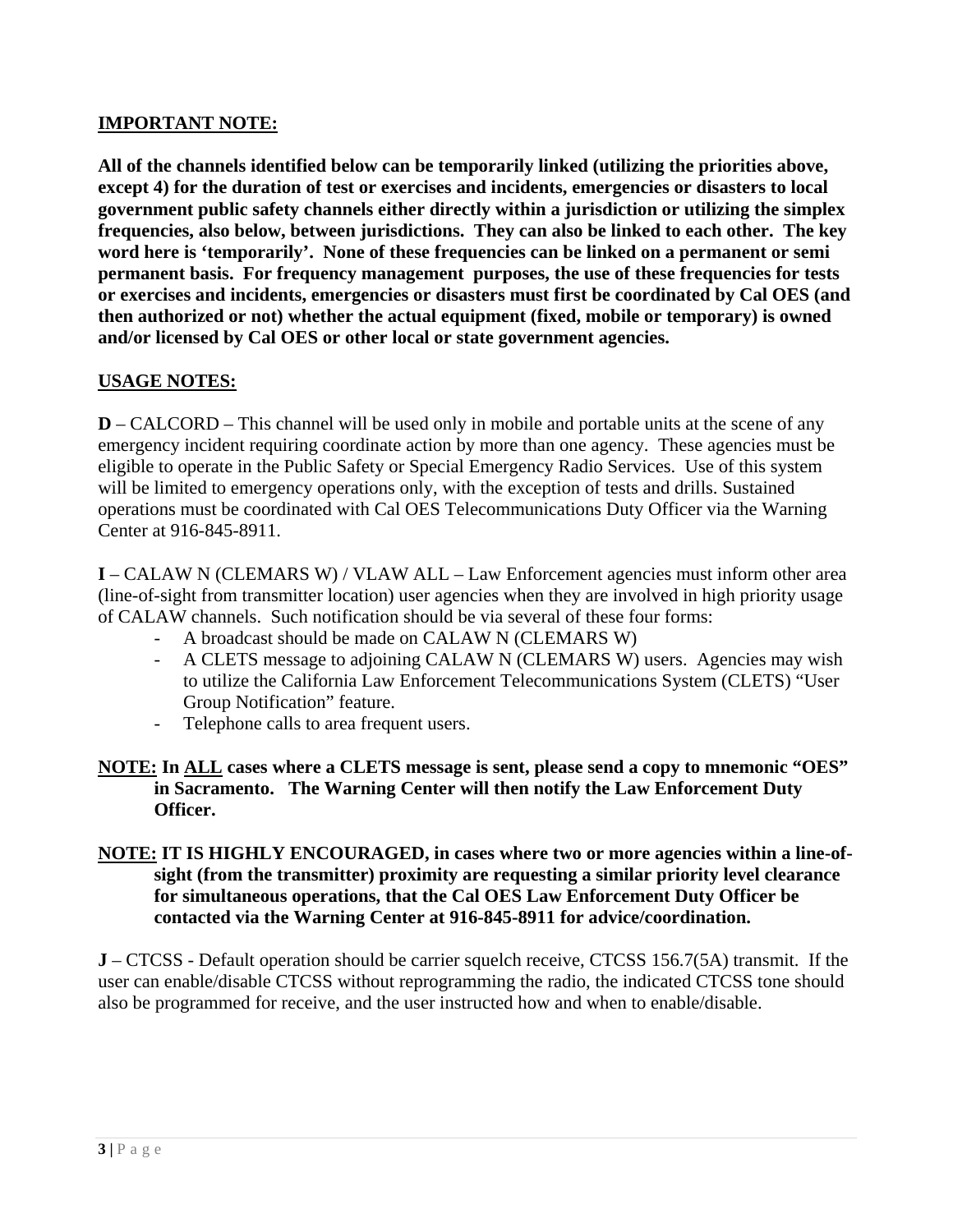**IMPORTANT NOTE:**

**All of the channels identified below can be temporarily linked (utilizing the priorities above, except 4) for the duration of test or exercises and incidents, emergencies or disasters to local government public safety channels either directly within a jurisdiction or utilizing the simplex frequencies, also below, between jurisdictions. They can also be linked to each other. The key word here is 'temporarily'. None of these frequencies can be linked on a permanent or semi permanent basis. For frequency management purposes, the use of these frequencies for tests or exercises and incidents, emergencies or disasters must first be coordinated by Cal OES (and then authorized or not) whether the actual equipment (fixed, mobile or temporary) is owned and/or licensed by Cal OES or other local or state government agencies.**

**USAGE NOTES:**

**D** – CALCORD – This channel will be used only in mobile and portable units at the scene of any emergency incident requiring coordinate action by more than one agency. These agencies must be eligible to operate in the Public Safety or Special Emergency Radio Services. Use of this system will be limited to emergency operations only, with the exception of tests and drills. Sustained operations must be coordinated with Cal OES Telecommunications Duty Officer via the Warning Center at 916-845-8911.

**I** – CALAW N (CLEMARS W) / VLAW ALL – Law Enforcement agencies must inform other area (line-of-sight from transmitter location) user agencies when they are involved in high priority usage of CALAW channels. Such notification should be via several of these four forms:

- A broadcast should be made on CALAW N (CLEMARS W)
- A CLETS message to adjoining CALAW N (CLEMARS W) users. Agencies may wish to utilize the California Law Enforcement Telecommunications System (CLETS) "User Group Notification" feature.
- Telephone calls to area frequent users.

**NOTE: In ALL cases where a CLETS message is sent, please send a copy to mnemonic "OES" in Sacramento. The Warning Center will then notify the Law Enforcement Duty Officer.**

**NOTE: IT IS HIGHLY ENCOURAGED, in cases where two or more agencies within a line-of-sight (from the transmitter) proximity are requesting a similar priority level clearance for simultaneous operations, that the Cal OES Law Enforcement Duty Officer be contacted via the Warning Center at 916-845-8911 for advice/coordination.**

**J** – CTCSS - Default operation should be carrier squelch receive, CTCSS 156.7(5A) transmit. If the user can enable/disable CTCSS without reprogramming the radio, the indicated CTCSS tone should also be programmed for receive, and the user instructed how and when to enable/disable.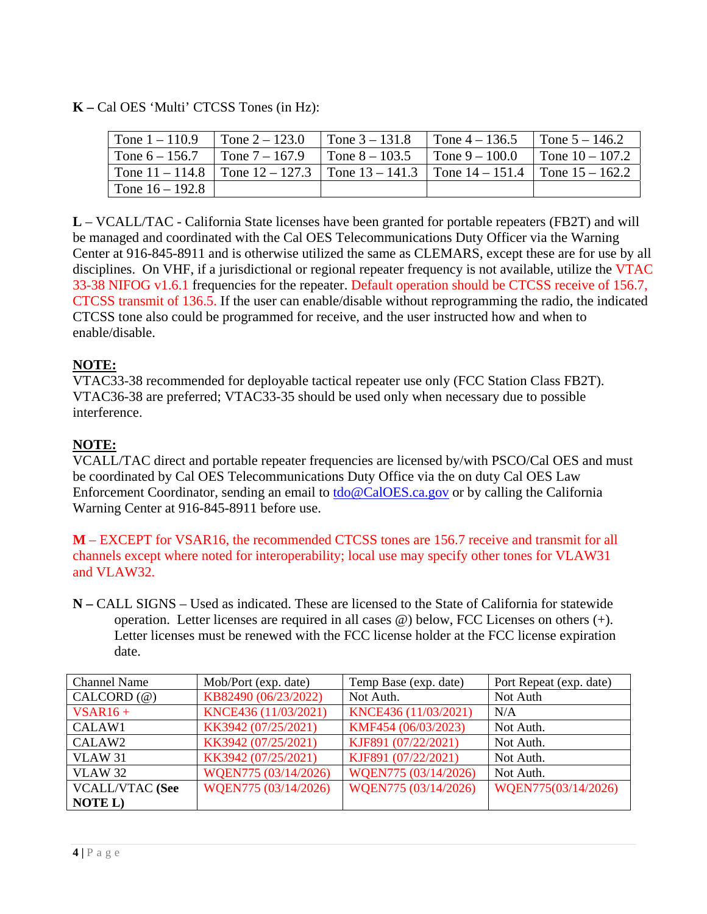**K –** Cal OES 'Multi' CTCSS Tones (in Hz):

| Tone 1 – 110.9 | Tone 2 – 123.0 | Tone 3 – 131.8 | Tone 4 – 136.5 | Tone 5 – 146.2 |
|---|---|---|---|---|
| Tone 6 – 156.7 | Tone 7 – 167.9 | Tone 8 – 103.5 | Tone 9 – 100.0 | Tone 10 – 107.2 |
| Tone 11 – 114.8 | Tone 12 – 127.3 | Tone 13 – 141.3 | Tone 14 – 151.4 | Tone 15 – 162.2 |
| Tone 16 – 192.8 | | | | |

**L** – VCALL/TAC - California State licenses have been granted for portable repeaters (FB2T) and will be managed and coordinated with the Cal OES Telecommunications Duty Officer via the Warning Center at 916-845-8911 and is otherwise utilized the same as CLEMARS, except these are for use by all disciplines. On VHF, if a jurisdictional or regional repeater frequency is not available, utilize the VTAC 33-38 NIFOG v1.6.1 frequencies for the repeater. Default operation should be CTCSS receive of 156.7, CTCSS transmit of 136.5. If the user can enable/disable without reprogramming the radio, the indicated CTCSS tone also could be programmed for receive, and the user instructed how and when to enable/disable.

**NOTE:**
VTAC33-38 recommended for deployable tactical repeater use only (FCC Station Class FB2T). VTAC36-38 are preferred; VTAC33-35 should be used only when necessary due to possible interference.

**NOTE:**
VCALL/TAC direct and portable repeater frequencies are licensed by/with PSCO/Cal OES and must be coordinated by Cal OES Telecommunications Duty Office via the on duty Cal OES Law Enforcement Coordinator, sending an email to tdo@CalOES.ca.gov or by calling the California Warning Center at 916-845-8911 before use.

**M** – EXCEPT for VSAR16, the recommended CTCSS tones are 156.7 receive and transmit for all channels except where noted for interoperability; local use may specify other tones for VLAW31 and VLAW32.

**N –** CALL SIGNS – Used as indicated. These are licensed to the State of California for statewide operation. Letter licenses are required in all cases @) below, FCC Licenses on others (+). Letter licenses must be renewed with the FCC license holder at the FCC license expiration date.

| Channel Name | Mob/Port (exp. date) | Temp Base (exp. date) | Port Repeat (exp. date) |
|---|---|---|---|
| CALCORD (@) | KB82490 (06/23/2022) | Not Auth. | Not Auth |
| VSAR16 + | KNCE436 (11/03/2021) | KNCE436 (11/03/2021) | N/A |
| CALAW1 | KK3942 (07/25/2021) | KMF454 (06/03/2023) | Not Auth. |
| CALAW2 | KK3942 (07/25/2021) | KJF891 (07/22/2021) | Not Auth. |
| VLAW 31 | KK3942 (07/25/2021) | KJF891 (07/22/2021) | Not Auth. |
| VLAW 32 | WQEN775 (03/14/2026) | WQEN775 (03/14/2026) | Not Auth. |
| VCALL/VTAC **(See NOTE L)** | WQEN775 (03/14/2026) | WQEN775 (03/14/2026) | WQEN775(03/14/2026) |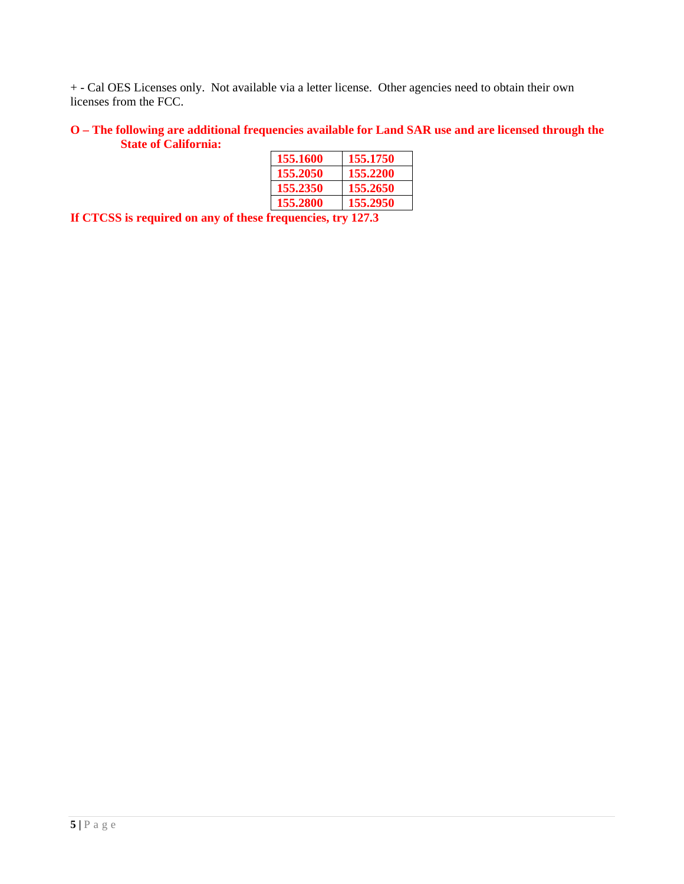+ - Cal OES Licenses only.  Not available via a letter license.  Other agencies need to obtain their own licenses from the FCC.

**O – The following are additional frequencies available for Land SAR use and are licensed through the State of California:**

| | |
|---|---|
| **155.1600** | **155.1750** |
| **155.2050** | **155.2200** |
| **155.2350** | **155.2650** |
| **155.2800** | **155.2950** |

**If CTCSS is required on any of these frequencies, try 127.3**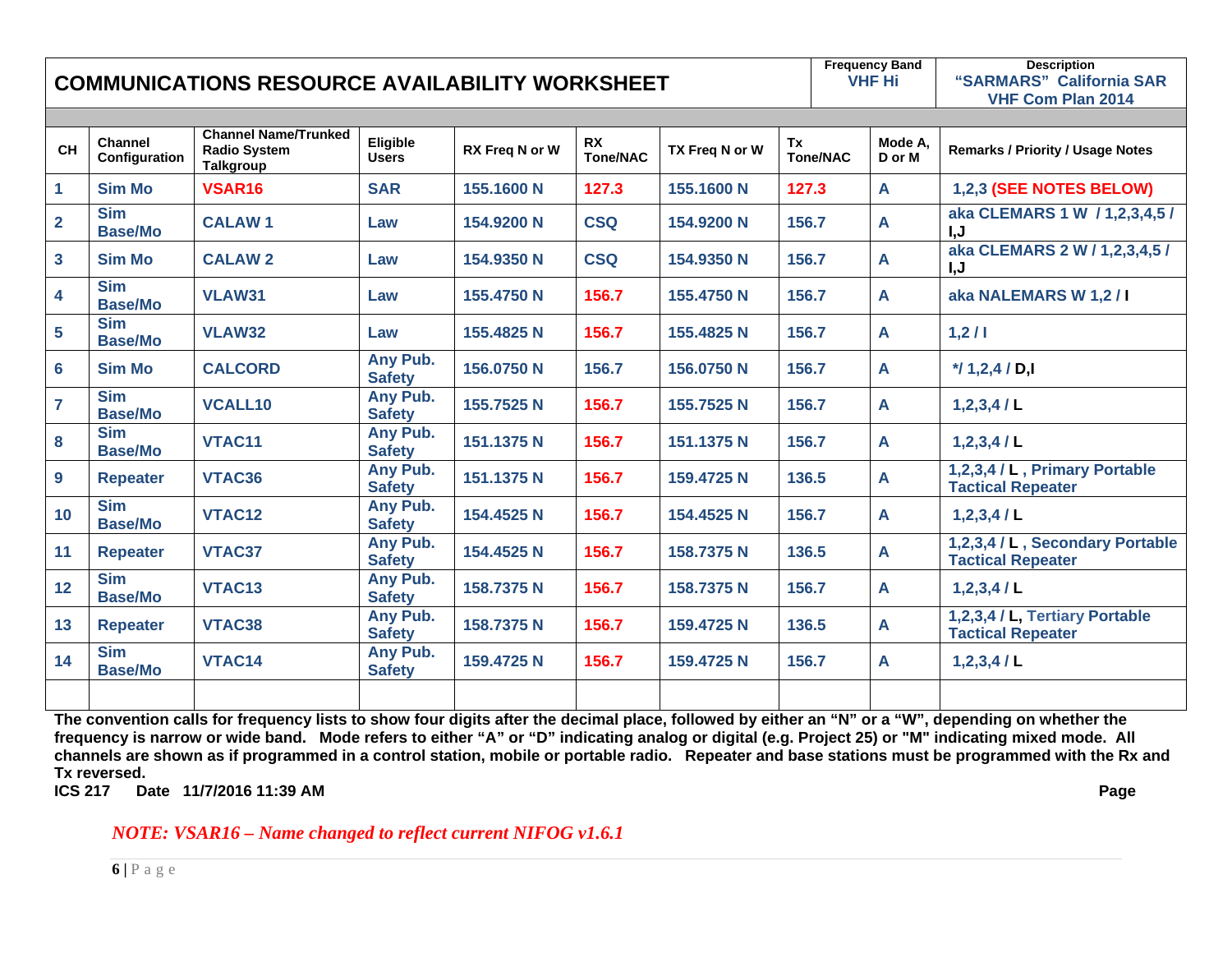# COMMUNICATIONS RESOURCE AVAILABILITY WORKSHEET

**Frequency Band:** VHF Hi

**Description:** "SARMARS" California SAR VHF Com Plan 2014

| CH | Channel Configuration | Channel Name/Trunked Radio System Talkgroup | Eligible Users | RX Freq N or W | RX Tone/NAC | TX Freq N or W | Tx Tone/NAC | Mode A, D or M | Remarks / Priority / Usage Notes |
|---|---|---|---|---|---|---|---|---|---|
| 1 | Sim Mo | VSAR16 | SAR | 155.1600 N | 127.3 | 155.1600 N | 127.3 | A | 1,2,3 (SEE NOTES BELOW) |
| 2 | Sim Base/Mo | CALAW 1 | Law | 154.9200 N | CSQ | 154.9200 N | 156.7 | A | aka CLEMARS 1 W / 1,2,3,4,5 / I,J |
| 3 | Sim Mo | CALAW 2 | Law | 154.9350 N | CSQ | 154.9350 N | 156.7 | A | aka CLEMARS 2 W / 1,2,3,4,5 / I,J |
| 4 | Sim Base/Mo | VLAW31 | Law | 155.4750 N | 156.7 | 155.4750 N | 156.7 | A | aka NALEMARS W 1,2 / I |
| 5 | Sim Base/Mo | VLAW32 | Law | 155.4825 N | 156.7 | 155.4825 N | 156.7 | A | 1,2 / I |
| 6 | Sim Mo | CALCORD | Any Pub. Safety | 156.0750 N | 156.7 | 156.0750 N | 156.7 | A | */ 1,2,4 / D,I |
| 7 | Sim Base/Mo | VCALL10 | Any Pub. Safety | 155.7525 N | 156.7 | 155.7525 N | 156.7 | A | 1,2,3,4 / L |
| 8 | Sim Base/Mo | VTAC11 | Any Pub. Safety | 151.1375 N | 156.7 | 151.1375 N | 156.7 | A | 1,2,3,4 / L |
| 9 | Repeater | VTAC36 | Any Pub. Safety | 151.1375 N | 156.7 | 159.4725 N | 136.5 | A | 1,2,3,4 / L , Primary Portable Tactical Repeater |
| 10 | Sim Base/Mo | VTAC12 | Any Pub. Safety | 154.4525 N | 156.7 | 154.4525 N | 156.7 | A | 1,2,3,4 / L |
| 11 | Repeater | VTAC37 | Any Pub. Safety | 154.4525 N | 156.7 | 158.7375 N | 136.5 | A | 1,2,3,4 / L , Secondary Portable Tactical Repeater |
| 12 | Sim Base/Mo | VTAC13 | Any Pub. Safety | 158.7375 N | 156.7 | 158.7375 N | 156.7 | A | 1,2,3,4 / L |
| 13 | Repeater | VTAC38 | Any Pub. Safety | 158.7375 N | 156.7 | 159.4725 N | 136.5 | A | 1,2,3,4 / L, Tertiary Portable Tactical Repeater |
| 14 | Sim Base/Mo | VTAC14 | Any Pub. Safety | 159.4725 N | 156.7 | 159.4725 N | 156.7 | A | 1,2,3,4 / L |
| | | | | | | | | | |

**The convention calls for frequency lists to show four digits after the decimal place, followed by either an "N" or a "W", depending on whether the frequency is narrow or wide band. Mode refers to either "A" or "D" indicating analog or digital (e.g. Project 25) or "M" indicating mixed mode. All channels are shown as if programmed in a control station, mobile or portable radio. Repeater and base stations must be programmed with the Rx and Tx reversed.**

**ICS 217 Date 11/7/2016 11:39 AM** **Page**

*NOTE: VSAR16 – Name changed to reflect current NIFOG v1.6.1*